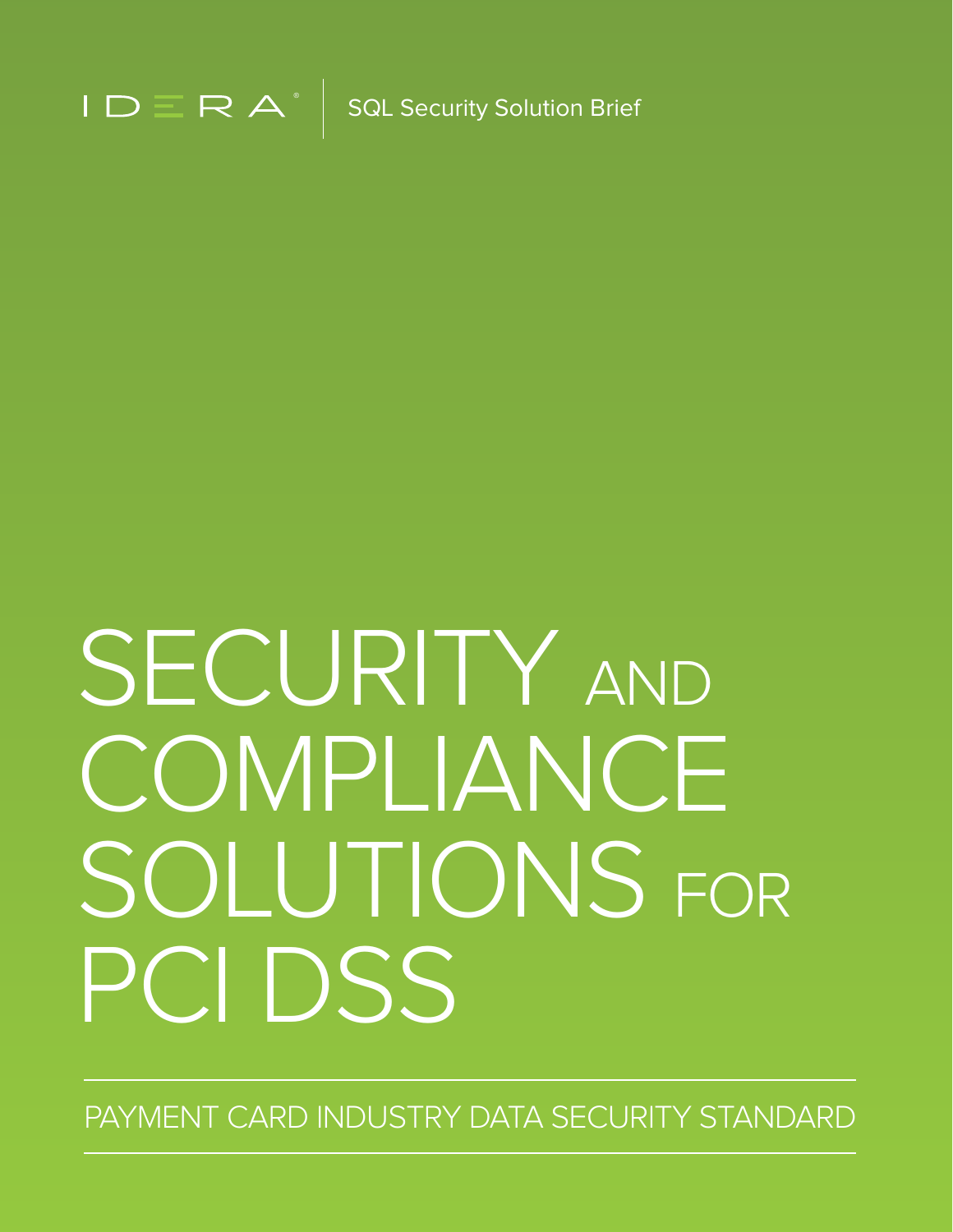IDERA | SQL Security Solution Brief

# SECURITY AND COMPLIANCE SOLUTIONS FOR PCI DSS

PAYMENT CARD INDUSTRY DATA SECURITY STANDARD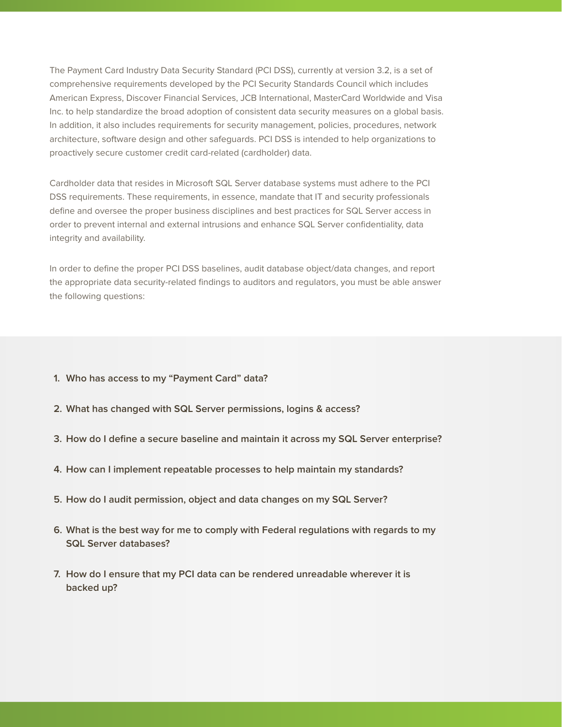The Payment Card Industry Data Security Standard (PCI DSS), currently at version 3.2, is a set of comprehensive requirements developed by the PCI Security Standards Council which includes American Express, Discover Financial Services, JCB International, MasterCard Worldwide and Visa Inc. to help standardize the broad adoption of consistent data security measures on a global basis. In addition, it also includes requirements for security management, policies, procedures, network architecture, software design and other safeguards. PCI DSS is intended to help organizations to proactively secure customer credit card-related (cardholder) data.

Cardholder data that resides in Microsoft SQL Server database systems must adhere to the PCI DSS requirements. These requirements, in essence, mandate that IT and security professionals define and oversee the proper business disciplines and best practices for SQL Server access in order to prevent internal and external intrusions and enhance SQL Server confidentiality, data integrity and availability.

In order to define the proper PCI DSS baselines, audit database object/data changes, and report the appropriate data security-related findings to auditors and regulators, you must be able answer the following questions:

1. **Who has access to my "Payment Card" data?**
2. **What has changed with SQL Server permissions, logins & access?**
3. **How do I define a secure baseline and maintain it across my SQL Server enterprise?**
4. **How can I implement repeatable processes to help maintain my standards?**
5. **How do I audit permission, object and data changes on my SQL Server?**
6. **What is the best way for me to comply with Federal regulations with regards to my SQL Server databases?**
7. **How do I ensure that my PCI data can be rendered unreadable wherever it is backed up?**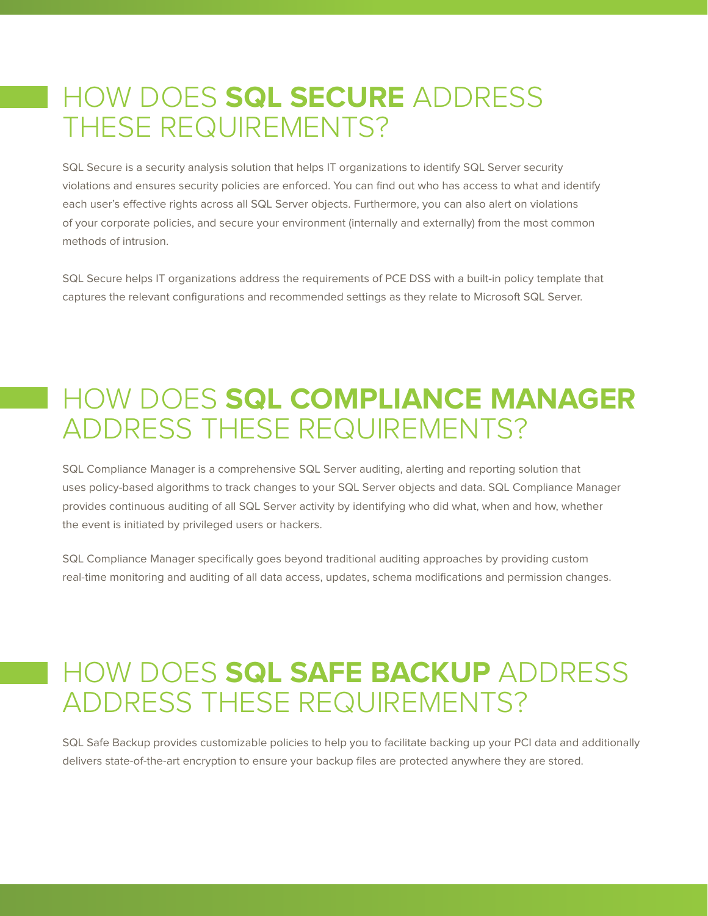# HOW DOES **SQL SECURE** ADDRESS THESE REQUIREMENTS?

SQL Secure is a security analysis solution that helps IT organizations to identify SQL Server security violations and ensures security policies are enforced. You can find out who has access to what and identify each user's effective rights across all SQL Server objects. Furthermore, you can also alert on violations of your corporate policies, and secure your environment (internally and externally) from the most common methods of intrusion.

SQL Secure helps IT organizations address the requirements of PCE DSS with a built-in policy template that captures the relevant configurations and recommended settings as they relate to Microsoft SQL Server.

# HOW DOES **SQL COMPLIANCE MANAGER** ADDRESS THESE REQUIREMENTS?

SQL Compliance Manager is a comprehensive SQL Server auditing, alerting and reporting solution that uses policy-based algorithms to track changes to your SQL Server objects and data. SQL Compliance Manager provides continuous auditing of all SQL Server activity by identifying who did what, when and how, whether the event is initiated by privileged users or hackers.

SQL Compliance Manager specifically goes beyond traditional auditing approaches by providing custom real-time monitoring and auditing of all data access, updates, schema modifications and permission changes.

# HOW DOES **SQL SAFE BACKUP** ADDRESS ADDRESS THESE REQUIREMENTS?

SQL Safe Backup provides customizable policies to help you to facilitate backing up your PCI data and additionally delivers state-of-the-art encryption to ensure your backup files are protected anywhere they are stored.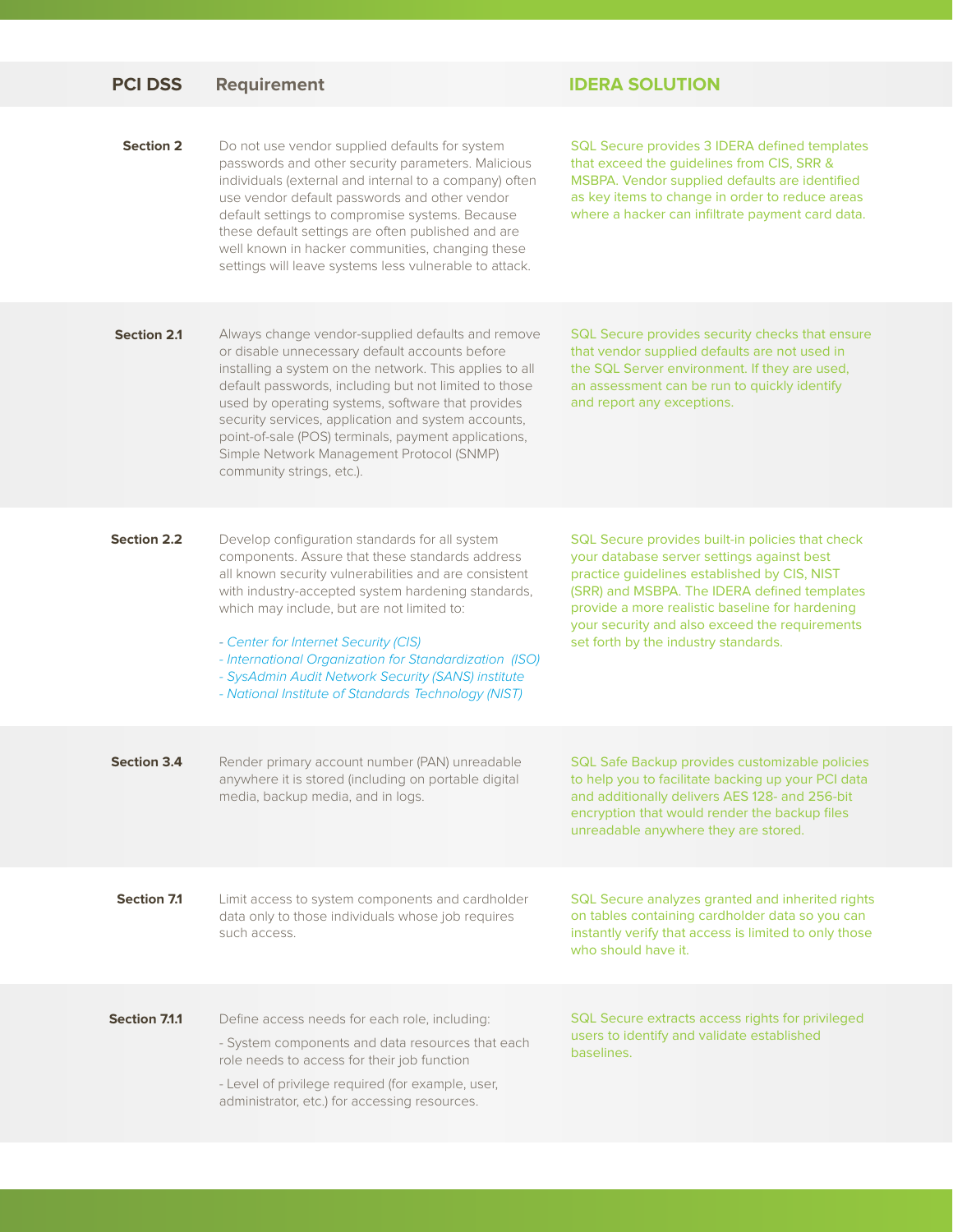| PCI DSS | Requirement | IDERA SOLUTION |
|---|---|---|
| **Section 2** | Do not use vendor supplied defaults for system passwords and other security parameters. Malicious individuals (external and internal to a company) often use vendor default passwords and other vendor default settings to compromise systems. Because these default settings are often published and are well known in hacker communities, changing these settings will leave systems less vulnerable to attack. | SQL Secure provides 3 IDERA defined templates that exceed the guidelines from CIS, SRR & MSBPA. Vendor supplied defaults are identified as key items to change in order to reduce areas where a hacker can infiltrate payment card data. |
| **Section 2.1** | Always change vendor-supplied defaults and remove or disable unnecessary default accounts before installing a system on the network. This applies to all default passwords, including but not limited to those used by operating systems, software that provides security services, application and system accounts, point-of-sale (POS) terminals, payment applications, Simple Network Management Protocol (SNMP) community strings, etc.). | SQL Secure provides security checks that ensure that vendor supplied defaults are not used in the SQL Server environment. If they are used, an assessment can be run to quickly identify and report any exceptions. |
| **Section 2.2** | Develop configuration standards for all system components. Assure that these standards address all known security vulnerabilities and are consistent with industry-accepted system hardening standards, which may include, but are not limited to:<br><br>*- Center for Internet Security (CIS)*<br>*- International Organization for Standardization (ISO)*<br>*- SysAdmin Audit Network Security (SANS) institute*<br>*- National Institute of Standards Technology (NIST)* | SQL Secure provides built-in policies that check your database server settings against best practice guidelines established by CIS, NIST (SRR) and MSBPA. The IDERA defined templates provide a more realistic baseline for hardening your security and also exceed the requirements set forth by the industry standards. |
| **Section 3.4** | Render primary account number (PAN) unreadable anywhere it is stored (including on portable digital media, backup media, and in logs. | SQL Safe Backup provides customizable policies to help you to facilitate backing up your PCI data and additionally delivers AES 128- and 256-bit encryption that would render the backup files unreadable anywhere they are stored. |
| **Section 7.1** | Limit access to system components and cardholder data only to those individuals whose job requires such access. | SQL Secure analyzes granted and inherited rights on tables containing cardholder data so you can instantly verify that access is limited to only those who should have it. |
| **Section 7.1.1** | Define access needs for each role, including:<br>- System components and data resources that each role needs to access for their job function<br>- Level of privilege required (for example, user, administrator, etc.) for accessing resources. | SQL Secure extracts access rights for privileged users to identify and validate established baselines. |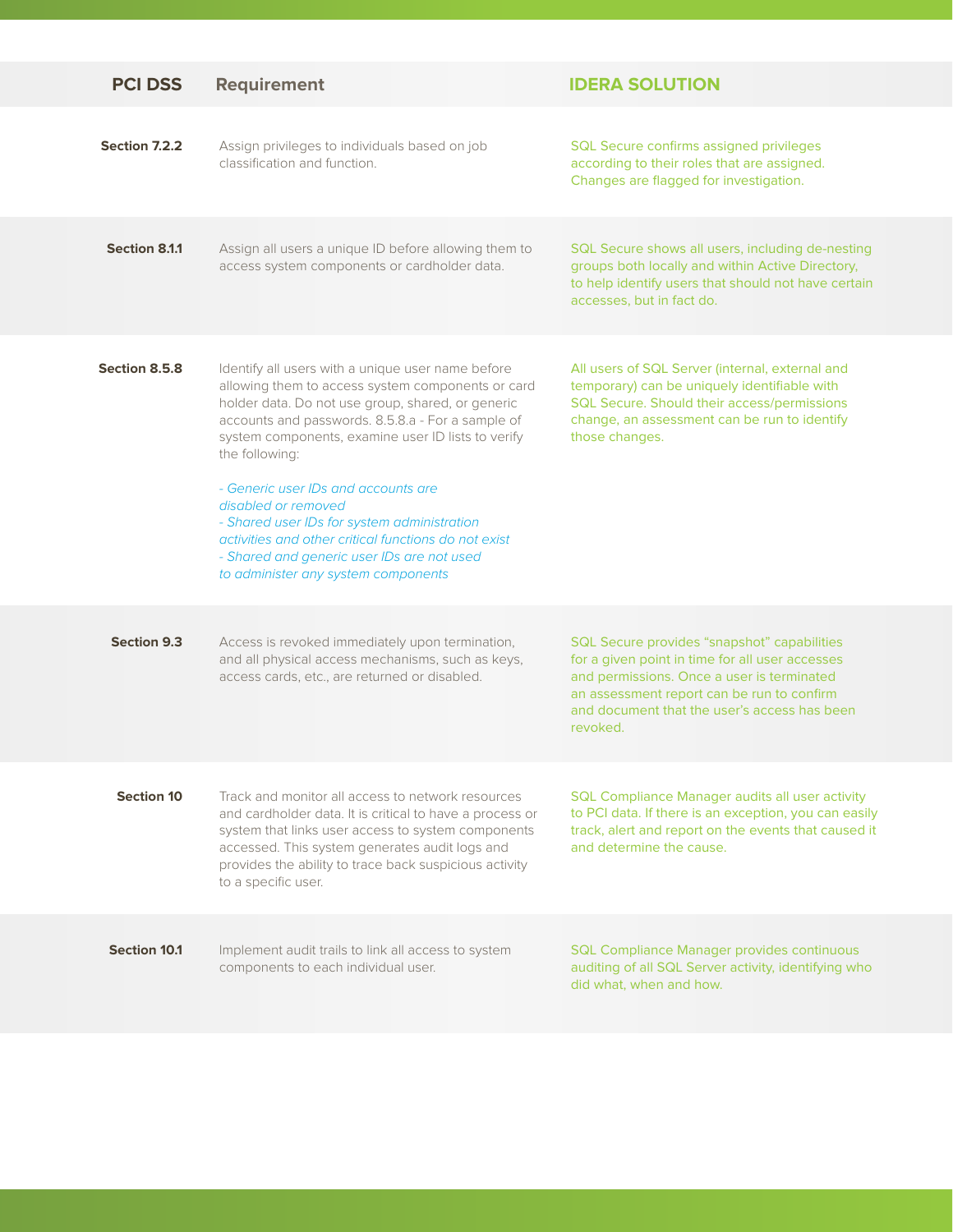| PCI DSS | Requirement | IDERA SOLUTION |
|---|---|---|
| **Section 7.2.2** | Assign privileges to individuals based on job classification and function. | SQL Secure confirms assigned privileges according to their roles that are assigned. Changes are flagged for investigation. |
| **Section 8.1.1** | Assign all users a unique ID before allowing them to access system components or cardholder data. | SQL Secure shows all users, including de-nesting groups both locally and within Active Directory, to help identify users that should not have certain accesses, but in fact do. |
| **Section 8.5.8** | Identify all users with a unique user name before allowing them to access system components or card holder data. Do not use group, shared, or generic accounts and passwords. 8.5.8.a - For a sample of system components, examine user ID lists to verify the following:<br><br>*- Generic user IDs and accounts are disabled or removed*<br>*- Shared user IDs for system administration activities and other critical functions do not exist*<br>*- Shared and generic user IDs are not used to administer any system components* | All users of SQL Server (internal, external and temporary) can be uniquely identifiable with SQL Secure. Should their access/permissions change, an assessment can be run to identify those changes. |
| **Section 9.3** | Access is revoked immediately upon termination, and all physical access mechanisms, such as keys, access cards, etc., are returned or disabled. | SQL Secure provides "snapshot" capabilities for a given point in time for all user accesses and permissions. Once a user is terminated an assessment report can be run to confirm and document that the user's access has been revoked. |
| **Section 10** | Track and monitor all access to network resources and cardholder data. It is critical to have a process or system that links user access to system components accessed. This system generates audit logs and provides the ability to trace back suspicious activity to a specific user. | SQL Compliance Manager audits all user activity to PCI data. If there is an exception, you can easily track, alert and report on the events that caused it and determine the cause. |
| **Section 10.1** | Implement audit trails to link all access to system components to each individual user. | SQL Compliance Manager provides continuous auditing of all SQL Server activity, identifying who did what, when and how. |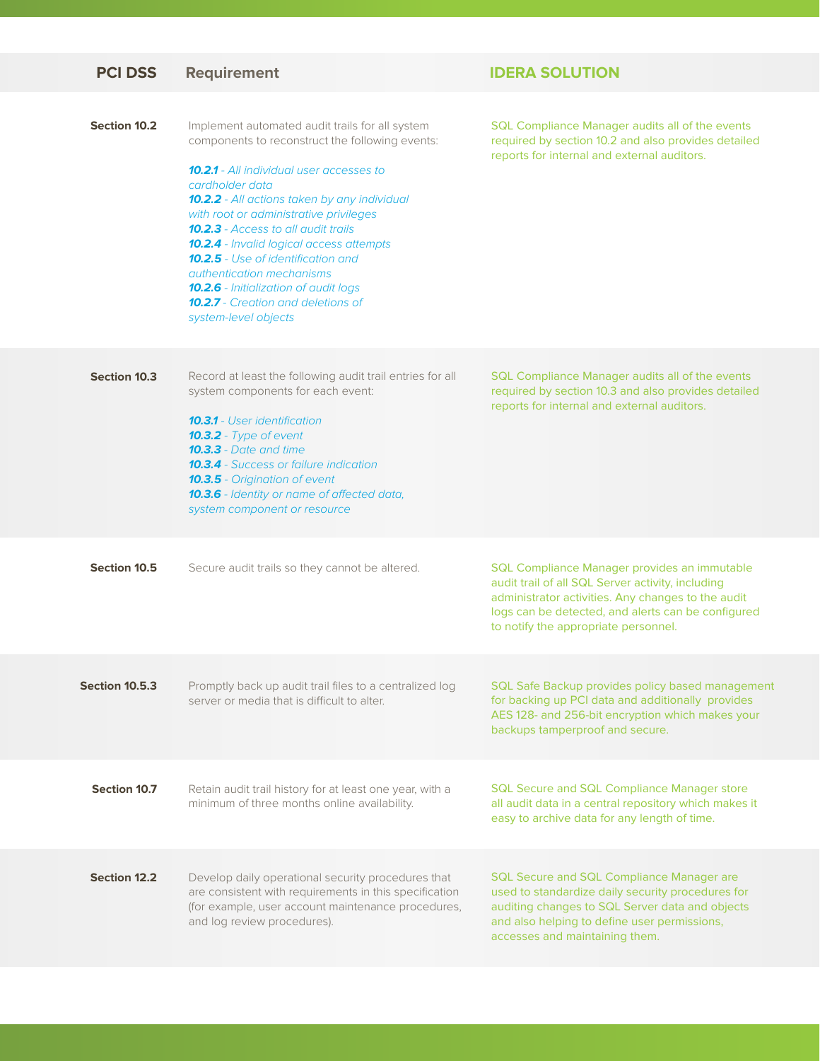| PCI DSS | Requirement | IDERA SOLUTION |
|---|---|---|
| **Section 10.2** | Implement automated audit trails for all system components to reconstruct the following events:<br><br>***10.2.1*** *- All individual user accesses to cardholder data*<br>***10.2.2*** *- All actions taken by any individual with root or administrative privileges*<br>***10.2.3*** *- Access to all audit trails*<br>***10.2.4*** *- Invalid logical access attempts*<br>***10.2.5*** *- Use of identification and authentication mechanisms*<br>***10.2.6*** *- Initialization of audit logs*<br>***10.2.7*** *- Creation and deletions of system-level objects* | SQL Compliance Manager audits all of the events required by section 10.2 and also provides detailed reports for internal and external auditors. |
| **Section 10.3** | Record at least the following audit trail entries for all system components for each event:<br><br>***10.3.1*** *- User identification*<br>***10.3.2*** *- Type of event*<br>***10.3.3*** *- Date and time*<br>***10.3.4*** *- Success or failure indication*<br>***10.3.5*** *- Origination of event*<br>***10.3.6*** *- Identity or name of affected data, system component or resource* | SQL Compliance Manager audits all of the events required by section 10.3 and also provides detailed reports for internal and external auditors. |
| **Section 10.5** | Secure audit trails so they cannot be altered. | SQL Compliance Manager provides an immutable audit trail of all SQL Server activity, including administrator activities. Any changes to the audit logs can be detected, and alerts can be configured to notify the appropriate personnel. |
| **Section 10.5.3** | Promptly back up audit trail files to a centralized log server or media that is difficult to alter. | SQL Safe Backup provides policy based management for backing up PCI data and additionally provides AES 128- and 256-bit encryption which makes your backups tamperproof and secure. |
| **Section 10.7** | Retain audit trail history for at least one year, with a minimum of three months online availability. | SQL Secure and SQL Compliance Manager store all audit data in a central repository which makes it easy to archive data for any length of time. |
| **Section 12.2** | Develop daily operational security procedures that are consistent with requirements in this specification (for example, user account maintenance procedures, and log review procedures). | SQL Secure and SQL Compliance Manager are used to standardize daily security procedures for auditing changes to SQL Server data and objects and also helping to define user permissions, accesses and maintaining them. |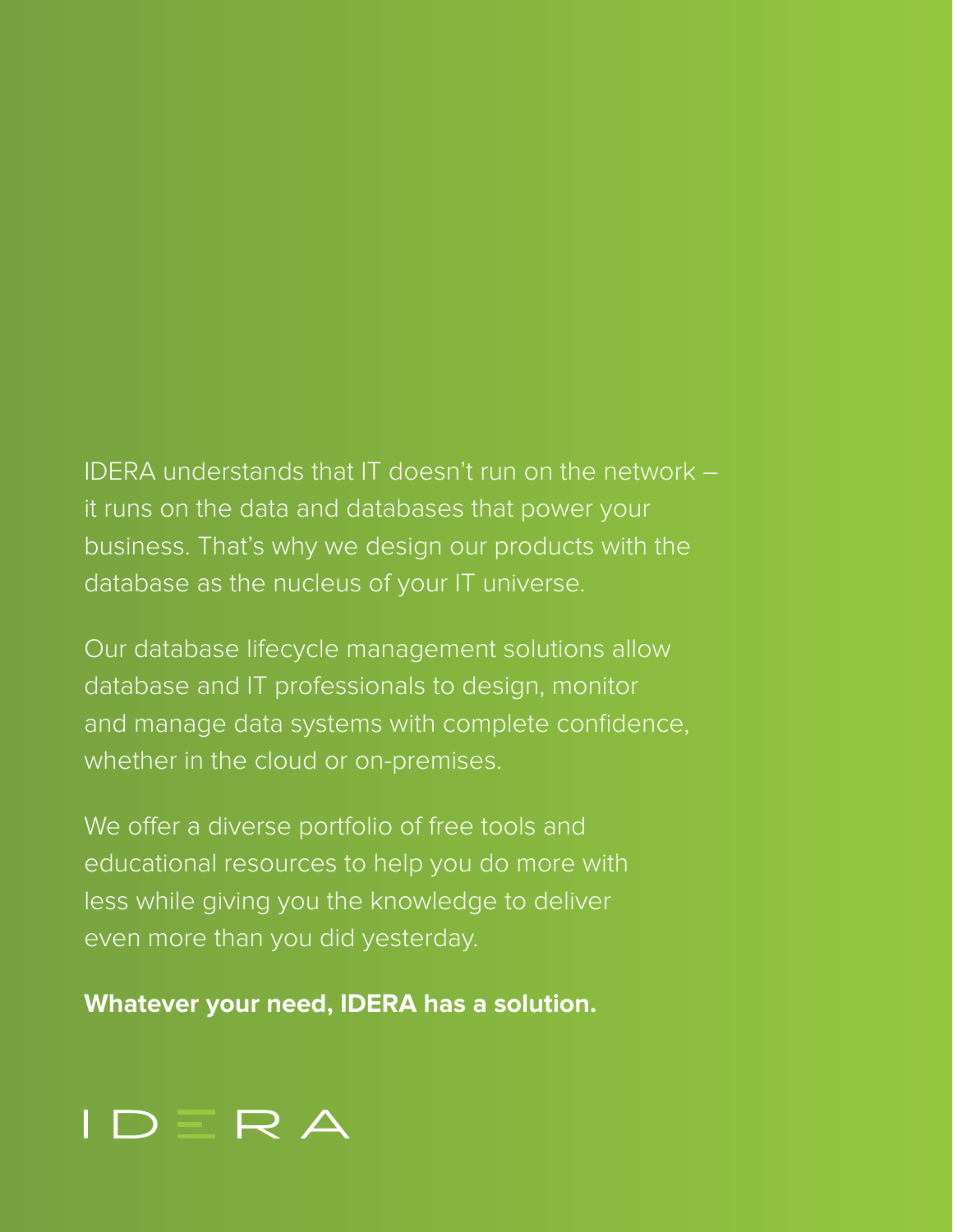IDERA understands that IT doesn't run on the network – it runs on the data and databases that power your business. That's why we design our products with the database as the nucleus of your IT universe.

Our database lifecycle management solutions allow database and IT professionals to design, monitor and manage data systems with complete confidence, whether in the cloud or on-premises.

We offer a diverse portfolio of free tools and educational resources to help you do more with less while giving you the knowledge to deliver even more than you did yesterday.

**Whatever your need, IDERA has a solution.**

IDERA